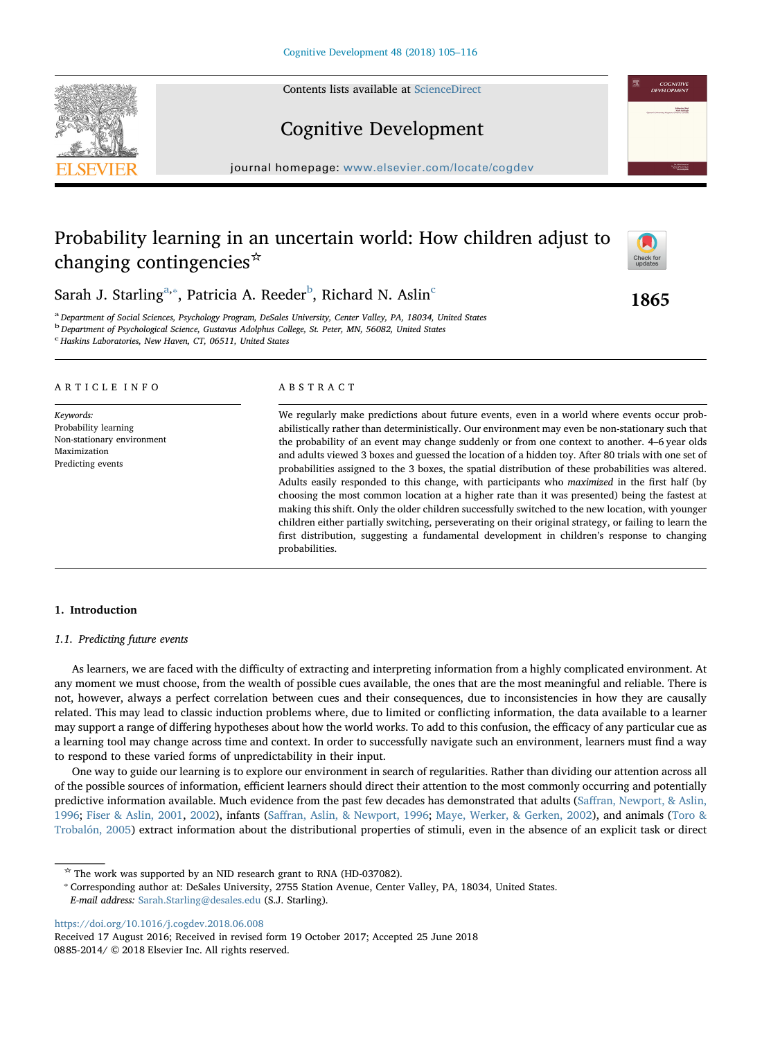# Probability learning in an uncertain world: How children adjust to changing contingencies[☆]

Sarah J. Starling[a,*], Patricia A. Reeder[b], Richard N. Aslin[c]

1865

[a] Department of Social Sciences, Psychology Program, DeSales University, Center Valley, PA, 18034, United States
[b] Department of Psychological Science, Gustavus Adolphus College, St. Peter, MN, 56082, United States
[c] Haskins Laboratories, New Haven, CT, 06511, United States

ARTICLE INFO

*Keywords:*
Probability learning
Non-stationary environment
Maximization
Predicting events

ABSTRACT

We regularly make predictions about future events, even in a world where events occur probabilistically rather than deterministically. Our environment may even be non-stationary such that the probability of an event may change suddenly or from one context to another. 4–6 year olds and adults viewed 3 boxes and guessed the location of a hidden toy. After 80 trials with one set of probabilities assigned to the 3 boxes, the spatial distribution of these probabilities was altered. Adults easily responded to this change, with participants who *maximized* in the first half (by choosing the most common location at a higher rate than it was presented) being the fastest at making this shift. Only the older children successfully switched to the new location, with younger children either partially switching, perseverating on their original strategy, or failing to learn the first distribution, suggesting a fundamental development in children's response to changing probabilities.

## 1. Introduction

### 1.1. Predicting future events

As learners, we are faced with the difficulty of extracting and interpreting information from a highly complicated environment. At any moment we must choose, from the wealth of possible cues available, the ones that are the most meaningful and reliable. There is not, however, always a perfect correlation between cues and their consequences, due to inconsistencies in how they are causally related. This may lead to classic induction problems where, due to limited or conflicting information, the data available to a learner may support a range of differing hypotheses about how the world works. To add to this confusion, the efficacy of any particular cue as a learning tool may change across time and context. In order to successfully navigate such an environment, learners must find a way to respond to these varied forms of unpredictability in their input.

One way to guide our learning is to explore our environment in search of regularities. Rather than dividing our attention across all of the possible sources of information, efficient learners should direct their attention to the most commonly occurring and potentially predictive information available. Much evidence from the past few decades has demonstrated that adults (Saffran, Newport, & Aslin, 1996; Fiser & Aslin, 2001, 2002), infants (Saffran, Aslin, & Newport, 1996; Maye, Werker, & Gerken, 2002), and animals (Toro & Trobalón, 2005) extract information about the distributional properties of stimuli, even in the absence of an explicit task or direct

---

☆ The work was supported by an NID research grant to RNA (HD-037082).
\* Corresponding author at: DeSales University, 2755 Station Avenue, Center Valley, PA, 18034, United States.
*E-mail address:* Sarah.Starling@desales.edu (S.J. Starling).

https://doi.org/10.1016/j.cogdev.2018.06.008
Received 17 August 2016; Received in revised form 19 October 2017; Accepted 25 June 2018
0885-2014/ © 2018 Elsevier Inc. All rights reserved.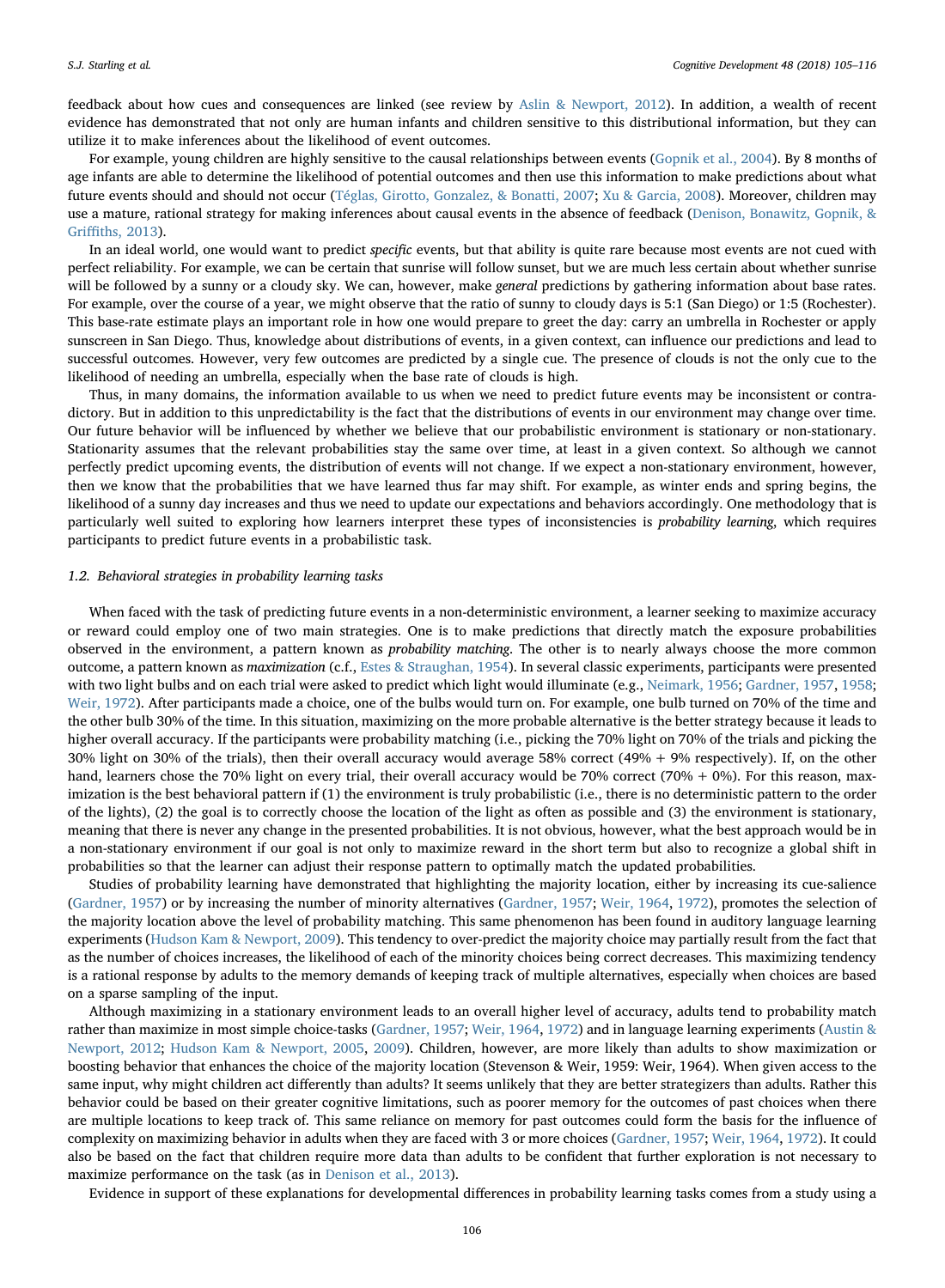feedback about how cues and consequences are linked (see review by Aslin & Newport, 2012). In addition, a wealth of recent evidence has demonstrated that not only are human infants and children sensitive to this distributional information, but they can utilize it to make inferences about the likelihood of event outcomes.

For example, young children are highly sensitive to the causal relationships between events (Gopnik et al., 2004). By 8 months of age infants are able to determine the likelihood of potential outcomes and then use this information to make predictions about what future events should and should not occur (Téglas, Girotto, Gonzalez, & Bonatti, 2007; Xu & Garcia, 2008). Moreover, children may use a mature, rational strategy for making inferences about causal events in the absence of feedback (Denison, Bonawitz, Gopnik, & Griffiths, 2013).

In an ideal world, one would want to predict *specific* events, but that ability is quite rare because most events are not cued with perfect reliability. For example, we can be certain that sunrise will follow sunset, but we are much less certain about whether sunrise will be followed by a sunny or a cloudy sky. We can, however, make *general* predictions by gathering information about base rates. For example, over the course of a year, we might observe that the ratio of sunny to cloudy days is 5:1 (San Diego) or 1:5 (Rochester). This base-rate estimate plays an important role in how one would prepare to greet the day: carry an umbrella in Rochester or apply sunscreen in San Diego. Thus, knowledge about distributions of events, in a given context, can influence our predictions and lead to successful outcomes. However, very few outcomes are predicted by a single cue. The presence of clouds is not the only cue to the likelihood of needing an umbrella, especially when the base rate of clouds is high.

Thus, in many domains, the information available to us when we need to predict future events may be inconsistent or contradictory. But in addition to this unpredictability is the fact that the distributions of events in our environment may change over time. Our future behavior will be influenced by whether we believe that our probabilistic environment is stationary or non-stationary. Stationarity assumes that the relevant probabilities stay the same over time, at least in a given context. So although we cannot perfectly predict upcoming events, the distribution of events will not change. If we expect a non-stationary environment, however, then we know that the probabilities that we have learned thus far may shift. For example, as winter ends and spring begins, the likelihood of a sunny day increases and thus we need to update our expectations and behaviors accordingly. One methodology that is particularly well suited to exploring how learners interpret these types of inconsistencies is *probability learning*, which requires participants to predict future events in a probabilistic task.

### 1.2. Behavioral strategies in probability learning tasks

When faced with the task of predicting future events in a non-deterministic environment, a learner seeking to maximize accuracy or reward could employ one of two main strategies. One is to make predictions that directly match the exposure probabilities observed in the environment, a pattern known as *probability matching*. The other is to nearly always choose the more common outcome, a pattern known as *maximization* (c.f., Estes & Straughan, 1954). In several classic experiments, participants were presented with two light bulbs and on each trial were asked to predict which light would illuminate (e.g., Neimark, 1956; Gardner, 1957, 1958; Weir, 1972). After participants made a choice, one of the bulbs would turn on. For example, one bulb turned on 70% of the time and the other bulb 30% of the time. In this situation, maximizing on the more probable alternative is the better strategy because it leads to higher overall accuracy. If the participants were probability matching (i.e., picking the 70% light on 70% of the trials and picking the 30% light on 30% of the trials), then their overall accuracy would average 58% correct (49% + 9% respectively). If, on the other hand, learners chose the 70% light on every trial, their overall accuracy would be 70% correct (70% + 0%). For this reason, maximization is the best behavioral pattern if (1) the environment is truly probabilistic (i.e., there is no deterministic pattern to the order of the lights), (2) the goal is to correctly choose the location of the light as often as possible and (3) the environment is stationary, meaning that there is never any change in the presented probabilities. It is not obvious, however, what the best approach would be in a non-stationary environment if our goal is not only to maximize reward in the short term but also to recognize a global shift in probabilities so that the learner can adjust their response pattern to optimally match the updated probabilities.

Studies of probability learning have demonstrated that highlighting the majority location, either by increasing its cue-salience (Gardner, 1957) or by increasing the number of minority alternatives (Gardner, 1957; Weir, 1964, 1972), promotes the selection of the majority location above the level of probability matching. This same phenomenon has been found in auditory language learning experiments (Hudson Kam & Newport, 2009). This tendency to over-predict the majority choice may partially result from the fact that as the number of choices increases, the likelihood of each of the minority choices being correct decreases. This maximizing tendency is a rational response by adults to the memory demands of keeping track of multiple alternatives, especially when choices are based on a sparse sampling of the input.

Although maximizing in a stationary environment leads to an overall higher level of accuracy, adults tend to probability match rather than maximize in most simple choice-tasks (Gardner, 1957; Weir, 1964, 1972) and in language learning experiments (Austin & Newport, 2012; Hudson Kam & Newport, 2005, 2009). Children, however, are more likely than adults to show maximization or boosting behavior that enhances the choice of the majority location (Stevenson & Weir, 1959: Weir, 1964). When given access to the same input, why might children act differently than adults? It seems unlikely that they are better strategizers than adults. Rather this behavior could be based on their greater cognitive limitations, such as poorer memory for the outcomes of past choices when there are multiple locations to keep track of. This same reliance on memory for past outcomes could form the basis for the influence of complexity on maximizing behavior in adults when they are faced with 3 or more choices (Gardner, 1957; Weir, 1964, 1972). It could also be based on the fact that children require more data than adults to be confident that further exploration is not necessary to maximize performance on the task (as in Denison et al., 2013).

Evidence in support of these explanations for developmental differences in probability learning tasks comes from a study using a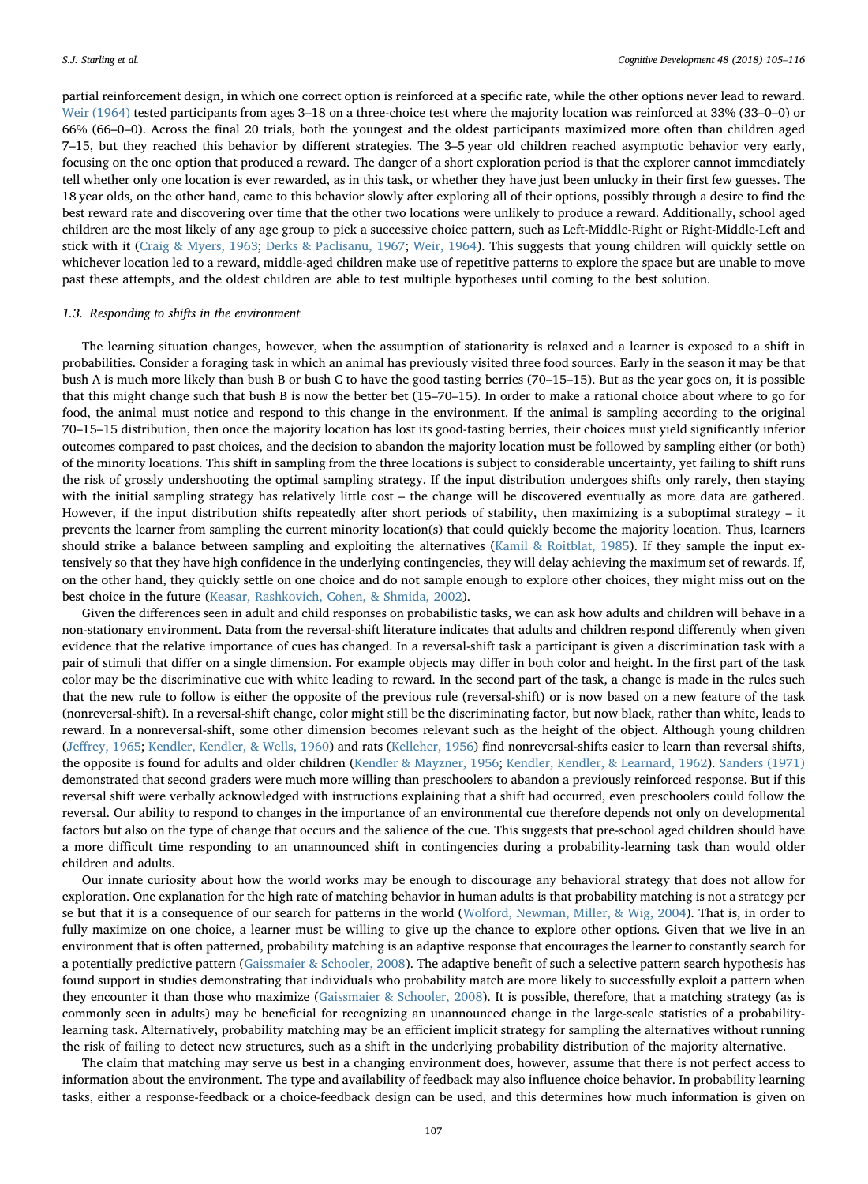partial reinforcement design, in which one correct option is reinforced at a specific rate, while the other options never lead to reward. Weir (1964) tested participants from ages 3–18 on a three-choice test where the majority location was reinforced at 33% (33–0–0) or 66% (66–0–0). Across the final 20 trials, both the youngest and the oldest participants maximized more often than children aged 7–15, but they reached this behavior by different strategies. The 3–5 year old children reached asymptotic behavior very early, focusing on the one option that produced a reward. The danger of a short exploration period is that the explorer cannot immediately tell whether only one location is ever rewarded, as in this task, or whether they have just been unlucky in their first few guesses. The 18 year olds, on the other hand, came to this behavior slowly after exploring all of their options, possibly through a desire to find the best reward rate and discovering over time that the other two locations were unlikely to produce a reward. Additionally, school aged children are the most likely of any age group to pick a successive choice pattern, such as Left-Middle-Right or Right-Middle-Left and stick with it (Craig & Myers, 1963; Derks & Paclisanu, 1967; Weir, 1964). This suggests that young children will quickly settle on whichever location led to a reward, middle-aged children make use of repetitive patterns to explore the space but are unable to move past these attempts, and the oldest children are able to test multiple hypotheses until coming to the best solution.

### 1.3. Responding to shifts in the environment

The learning situation changes, however, when the assumption of stationarity is relaxed and a learner is exposed to a shift in probabilities. Consider a foraging task in which an animal has previously visited three food sources. Early in the season it may be that bush A is much more likely than bush B or bush C to have the good tasting berries (70–15–15). But as the year goes on, it is possible that this might change such that bush B is now the better bet (15–70–15). In order to make a rational choice about where to go for food, the animal must notice and respond to this change in the environment. If the animal is sampling according to the original 70–15–15 distribution, then once the majority location has lost its good-tasting berries, their choices must yield significantly inferior outcomes compared to past choices, and the decision to abandon the majority location must be followed by sampling either (or both) of the minority locations. This shift in sampling from the three locations is subject to considerable uncertainty, yet failing to shift runs the risk of grossly undershooting the optimal sampling strategy. If the input distribution undergoes shifts only rarely, then staying with the initial sampling strategy has relatively little cost – the change will be discovered eventually as more data are gathered. However, if the input distribution shifts repeatedly after short periods of stability, then maximizing is a suboptimal strategy – it prevents the learner from sampling the current minority location(s) that could quickly become the majority location. Thus, learners should strike a balance between sampling and exploiting the alternatives (Kamil & Roitblat, 1985). If they sample the input extensively so that they have high confidence in the underlying contingencies, they will delay achieving the maximum set of rewards. If, on the other hand, they quickly settle on one choice and do not sample enough to explore other choices, they might miss out on the best choice in the future (Keasar, Rashkovich, Cohen, & Shmida, 2002).

Given the differences seen in adult and child responses on probabilistic tasks, we can ask how adults and children will behave in a non-stationary environment. Data from the reversal-shift literature indicates that adults and children respond differently when given evidence that the relative importance of cues has changed. In a reversal-shift task a participant is given a discrimination task with a pair of stimuli that differ on a single dimension. For example objects may differ in both color and height. In the first part of the task color may be the discriminative cue with white leading to reward. In the second part of the task, a change is made in the rules such that the new rule to follow is either the opposite of the previous rule (reversal-shift) or is now based on a new feature of the task (nonreversal-shift). In a reversal-shift change, color might still be the discriminating factor, but now black, rather than white, leads to reward. In a nonreversal-shift, some other dimension becomes relevant such as the height of the object. Although young children (Jeffrey, 1965; Kendler, Kendler, & Wells, 1960) and rats (Kelleher, 1956) find nonreversal-shifts easier to learn than reversal shifts, the opposite is found for adults and older children (Kendler & Mayzner, 1956; Kendler, Kendler, & Learnard, 1962). Sanders (1971) demonstrated that second graders were much more willing than preschoolers to abandon a previously reinforced response. But if this reversal shift were verbally acknowledged with instructions explaining that a shift had occurred, even preschoolers could follow the reversal. Our ability to respond to changes in the importance of an environmental cue therefore depends not only on developmental factors but also on the type of change that occurs and the salience of the cue. This suggests that pre-school aged children should have a more difficult time responding to an unannounced shift in contingencies during a probability-learning task than would older children and adults.

Our innate curiosity about how the world works may be enough to discourage any behavioral strategy that does not allow for exploration. One explanation for the high rate of matching behavior in human adults is that probability matching is not a strategy per se but that it is a consequence of our search for patterns in the world (Wolford, Newman, Miller, & Wig, 2004). That is, in order to fully maximize on one choice, a learner must be willing to give up the chance to explore other options. Given that we live in an environment that is often patterned, probability matching is an adaptive response that encourages the learner to constantly search for a potentially predictive pattern (Gaissmaier & Schooler, 2008). The adaptive benefit of such a selective pattern search hypothesis has found support in studies demonstrating that individuals who probability match are more likely to successfully exploit a pattern when they encounter it than those who maximize (Gaissmaier & Schooler, 2008). It is possible, therefore, that a matching strategy (as is commonly seen in adults) may be beneficial for recognizing an unannounced change in the large-scale statistics of a probability-learning task. Alternatively, probability matching may be an efficient implicit strategy for sampling the alternatives without running the risk of failing to detect new structures, such as a shift in the underlying probability distribution of the majority alternative.

The claim that matching may serve us best in a changing environment does, however, assume that there is not perfect access to information about the environment. The type and availability of feedback may also influence choice behavior. In probability learning tasks, either a response-feedback or a choice-feedback design can be used, and this determines how much information is given on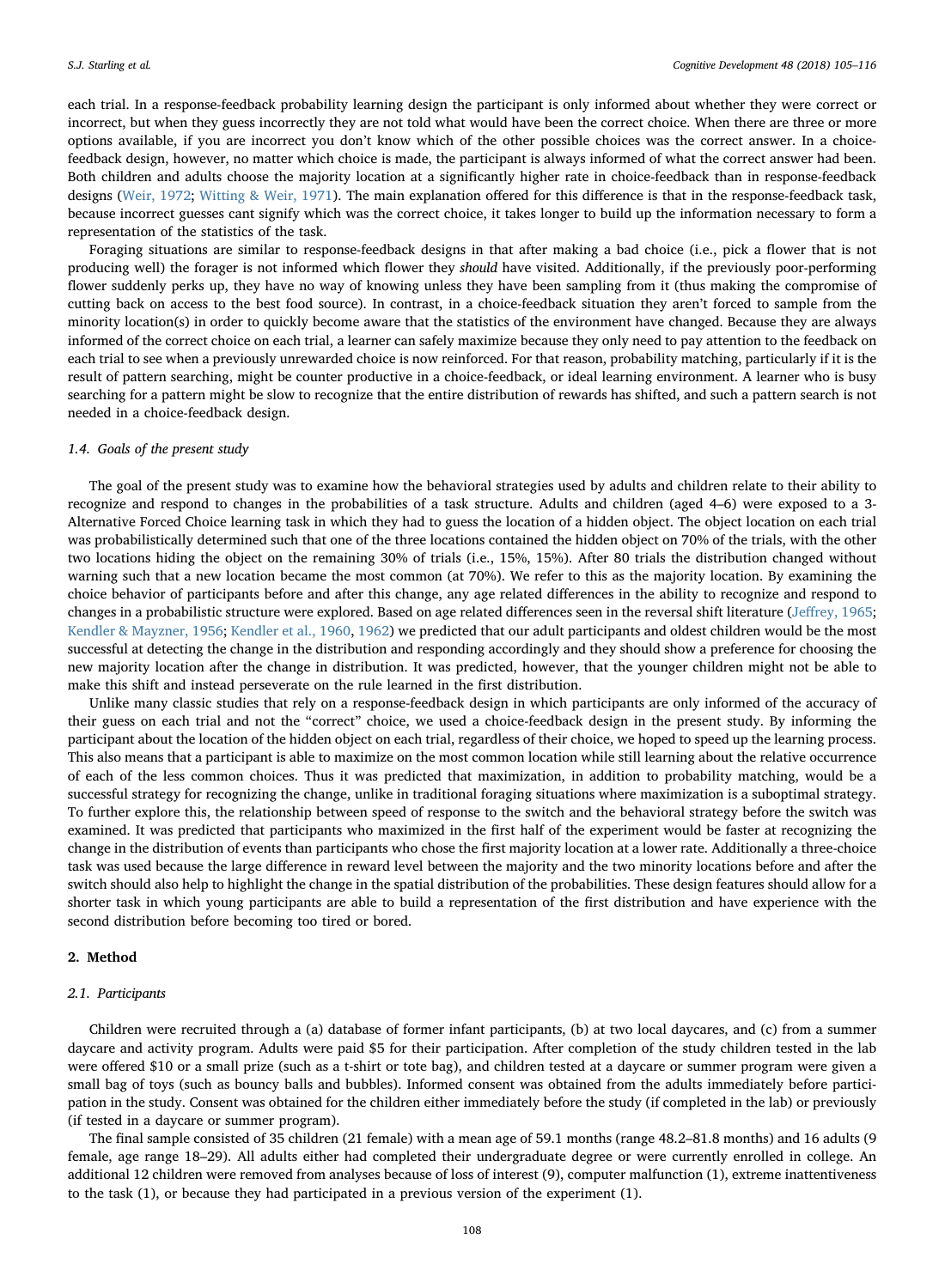each trial. In a response-feedback probability learning design the participant is only informed about whether they were correct or incorrect, but when they guess incorrectly they are not told what would have been the correct choice. When there are three or more options available, if you are incorrect you don't know which of the other possible choices was the correct answer. In a choice-feedback design, however, no matter which choice is made, the participant is always informed of what the correct answer had been. Both children and adults choose the majority location at a significantly higher rate in choice-feedback than in response-feedback designs (Weir, 1972; Witting & Weir, 1971). The main explanation offered for this difference is that in the response-feedback task, because incorrect guesses cant signify which was the correct choice, it takes longer to build up the information necessary to form a representation of the statistics of the task.

Foraging situations are similar to response-feedback designs in that after making a bad choice (i.e., pick a flower that is not producing well) the forager is not informed which flower they *should* have visited. Additionally, if the previously poor-performing flower suddenly perks up, they have no way of knowing unless they have been sampling from it (thus making the compromise of cutting back on access to the best food source). In contrast, in a choice-feedback situation they aren't forced to sample from the minority location(s) in order to quickly become aware that the statistics of the environment have changed. Because they are always informed of the correct choice on each trial, a learner can safely maximize because they only need to pay attention to the feedback on each trial to see when a previously unrewarded choice is now reinforced. For that reason, probability matching, particularly if it is the result of pattern searching, might be counter productive in a choice-feedback, or ideal learning environment. A learner who is busy searching for a pattern might be slow to recognize that the entire distribution of rewards has shifted, and such a pattern search is not needed in a choice-feedback design.

### 1.4. Goals of the present study

The goal of the present study was to examine how the behavioral strategies used by adults and children relate to their ability to recognize and respond to changes in the probabilities of a task structure. Adults and children (aged 4–6) were exposed to a 3-Alternative Forced Choice learning task in which they had to guess the location of a hidden object. The object location on each trial was probabilistically determined such that one of the three locations contained the hidden object on 70% of the trials, with the other two locations hiding the object on the remaining 30% of trials (i.e., 15%, 15%). After 80 trials the distribution changed without warning such that a new location became the most common (at 70%). We refer to this as the majority location. By examining the choice behavior of participants before and after this change, any age related differences in the ability to recognize and respond to changes in a probabilistic structure were explored. Based on age related differences seen in the reversal shift literature (Jeffrey, 1965; Kendler & Mayzner, 1956; Kendler et al., 1960, 1962) we predicted that our adult participants and oldest children would be the most successful at detecting the change in the distribution and responding accordingly and they should show a preference for choosing the new majority location after the change in distribution. It was predicted, however, that the younger children might not be able to make this shift and instead perseverate on the rule learned in the first distribution.

Unlike many classic studies that rely on a response-feedback design in which participants are only informed of the accuracy of their guess on each trial and not the "correct" choice, we used a choice-feedback design in the present study. By informing the participant about the location of the hidden object on each trial, regardless of their choice, we hoped to speed up the learning process. This also means that a participant is able to maximize on the most common location while still learning about the relative occurrence of each of the less common choices. Thus it was predicted that maximization, in addition to probability matching, would be a successful strategy for recognizing the change, unlike in traditional foraging situations where maximization is a suboptimal strategy. To further explore this, the relationship between speed of response to the switch and the behavioral strategy before the switch was examined. It was predicted that participants who maximized in the first half of the experiment would be faster at recognizing the change in the distribution of events than participants who chose the first majority location at a lower rate. Additionally a three-choice task was used because the large difference in reward level between the majority and the two minority locations before and after the switch should also help to highlight the change in the spatial distribution of the probabilities. These design features should allow for a shorter task in which young participants are able to build a representation of the first distribution and have experience with the second distribution before becoming too tired or bored.

## 2. Method

### 2.1. Participants

Children were recruited through a (a) database of former infant participants, (b) at two local daycares, and (c) from a summer daycare and activity program. Adults were paid $5 for their participation. After completion of the study children tested in the lab were offered $10 or a small prize (such as a t-shirt or tote bag), and children tested at a daycare or summer program were given a small bag of toys (such as bouncy balls and bubbles). Informed consent was obtained from the adults immediately before participation in the study. Consent was obtained for the children either immediately before the study (if completed in the lab) or previously (if tested in a daycare or summer program).

The final sample consisted of 35 children (21 female) with a mean age of 59.1 months (range 48.2–81.8 months) and 16 adults (9 female, age range 18–29). All adults either had completed their undergraduate degree or were currently enrolled in college. An additional 12 children were removed from analyses because of loss of interest (9), computer malfunction (1), extreme inattentiveness to the task (1), or because they had participated in a previous version of the experiment (1).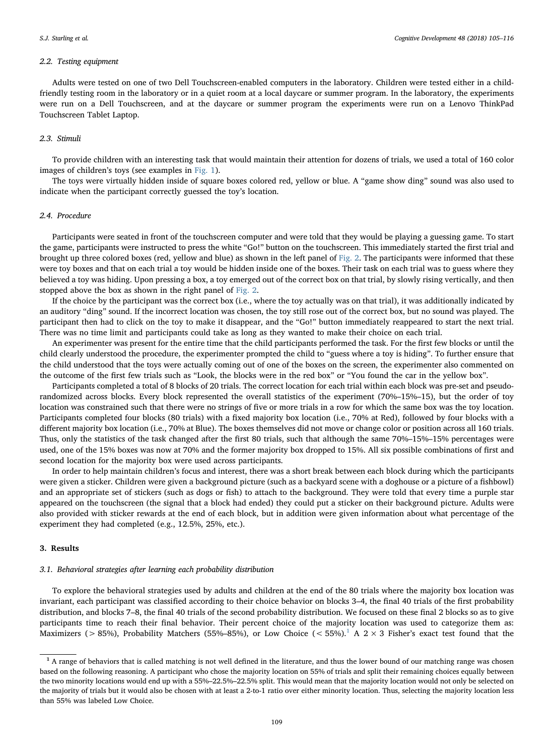### 2.2. Testing equipment

Adults were tested on one of two Dell Touchscreen-enabled computers in the laboratory. Children were tested either in a child-friendly testing room in the laboratory or in a quiet room at a local daycare or summer program. In the laboratory, the experiments were run on a Dell Touchscreen, and at the daycare or summer program the experiments were run on a Lenovo ThinkPad Touchscreen Tablet Laptop.

### 2.3. Stimuli

To provide children with an interesting task that would maintain their attention for dozens of trials, we used a total of 160 color images of children's toys (see examples in Fig. 1).

The toys were virtually hidden inside of square boxes colored red, yellow or blue. A "game show ding" sound was also used to indicate when the participant correctly guessed the toy's location.

### 2.4. Procedure

Participants were seated in front of the touchscreen computer and were told that they would be playing a guessing game. To start the game, participants were instructed to press the white "Go!" button on the touchscreen. This immediately started the first trial and brought up three colored boxes (red, yellow and blue) as shown in the left panel of Fig. 2. The participants were informed that these were toy boxes and that on each trial a toy would be hidden inside one of the boxes. Their task on each trial was to guess where they believed a toy was hiding. Upon pressing a box, a toy emerged out of the correct box on that trial, by slowly rising vertically, and then stopped above the box as shown in the right panel of Fig. 2.

If the choice by the participant was the correct box (i.e., where the toy actually was on that trial), it was additionally indicated by an auditory "ding" sound. If the incorrect location was chosen, the toy still rose out of the correct box, but no sound was played. The participant then had to click on the toy to make it disappear, and the "Go!" button immediately reappeared to start the next trial. There was no time limit and participants could take as long as they wanted to make their choice on each trial.

An experimenter was present for the entire time that the child participants performed the task. For the first few blocks or until the child clearly understood the procedure, the experimenter prompted the child to "guess where a toy is hiding". To further ensure that the child understood that the toys were actually coming out of one of the boxes on the screen, the experimenter also commented on the outcome of the first few trials such as "Look, the blocks were in the red box" or "You found the car in the yellow box".

Participants completed a total of 8 blocks of 20 trials. The correct location for each trial within each block was pre-set and pseudo-randomized across blocks. Every block represented the overall statistics of the experiment (70%–15%–15), but the order of toy location was constrained such that there were no strings of five or more trials in a row for which the same box was the toy location. Participants completed four blocks (80 trials) with a fixed majority box location (i.e., 70% at Red), followed by four blocks with a different majority box location (i.e., 70% at Blue). The boxes themselves did not move or change color or position across all 160 trials. Thus, only the statistics of the task changed after the first 80 trials, such that although the same 70%–15%–15% percentages were used, one of the 15% boxes was now at 70% and the former majority box dropped to 15%. All six possible combinations of first and second location for the majority box were used across participants.

In order to help maintain children's focus and interest, there was a short break between each block during which the participants were given a sticker. Children were given a background picture (such as a backyard scene with a doghouse or a picture of a fishbowl) and an appropriate set of stickers (such as dogs or fish) to attach to the background. They were told that every time a purple star appeared on the touchscreen (the signal that a block had ended) they could put a sticker on their background picture. Adults were also provided with sticker rewards at the end of each block, but in addition were given information about what percentage of the experiment they had completed (e.g., 12.5%, 25%, etc.).

## 3. Results

### 3.1. Behavioral strategies after learning each probability distribution

To explore the behavioral strategies used by adults and children at the end of the 80 trials where the majority box location was invariant, each participant was classified according to their choice behavior on blocks 3–4, the final 40 trials of the first probability distribution, and blocks 7–8, the final 40 trials of the second probability distribution. We focused on these final 2 blocks so as to give participants time to reach their final behavior. Their percent choice of the majority location was used to categorize them as: Maximizers (> 85%), Probability Matchers (55%–85%), or Low Choice (< 55%).[1] A $2 \times 3$ Fisher's exact test found that the

[1] A range of behaviors that is called matching is not well defined in the literature, and thus the lower bound of our matching range was chosen based on the following reasoning. A participant who chose the majority location on 55% of trials and split their remaining choices equally between the two minority locations would end up with a 55%–22.5%–22.5% split. This would mean that the majority location would not only be selected on the majority of trials but it would also be chosen with at least a 2-to-1 ratio over either minority location. Thus, selecting the majority location less than 55% was labeled Low Choice.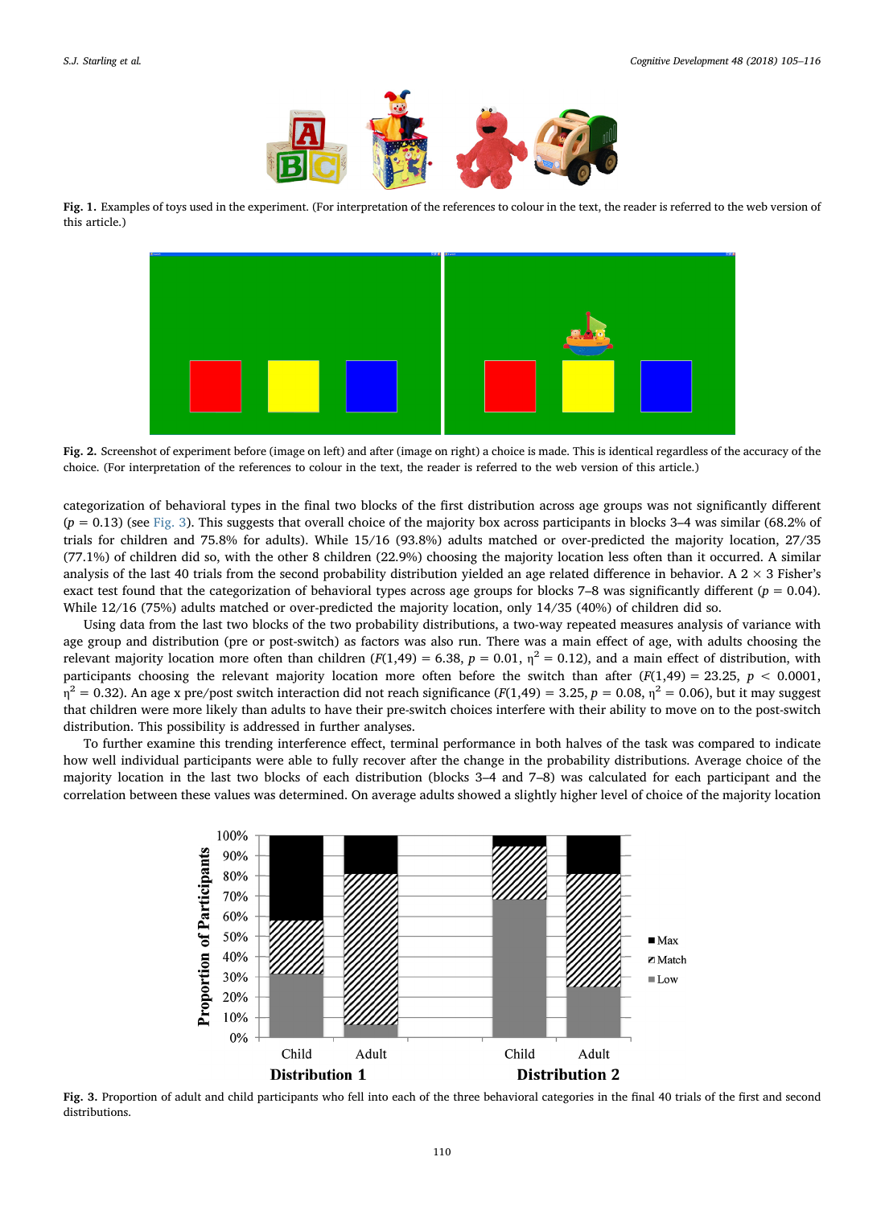Fig. 1. Examples of toys used in the experiment. (For interpretation of the references to colour in the text, the reader is referred to the web version of this article.)

Fig. 2. Screenshot of experiment before (image on left) and after (image on right) a choice is made. This is identical regardless of the accuracy of the choice. (For interpretation of the references to colour in the text, the reader is referred to the web version of this article.)

categorization of behavioral types in the final two blocks of the first distribution across age groups was not significantly different ($p = 0.13$) (see Fig. 3). This suggests that overall choice of the majority box across participants in blocks 3–4 was similar (68.2% of trials for children and 75.8% for adults). While 15/16 (93.8%) adults matched or over-predicted the majority location, 27/35 (77.1%) of children did so, with the other 8 children (22.9%) choosing the majority location less often than it occurred. A similar analysis of the last 40 trials from the second probability distribution yielded an age related difference in behavior. A 2 × 3 Fisher's exact test found that the categorization of behavioral types across age groups for blocks 7–8 was significantly different ($p = 0.04$). While 12/16 (75%) adults matched or over-predicted the majority location, only 14/35 (40%) of children did so.

Using data from the last two blocks of the two probability distributions, a two-way repeated measures analysis of variance with age group and distribution (pre or post-switch) as factors was also run. There was a main effect of age, with adults choosing the relevant majority location more often than children ($F(1,49) = 6.38$, $p = 0.01$, $\eta^2 = 0.12$), and a main effect of distribution, with participants choosing the relevant majority location more often before the switch than after ($F(1,49) = 23.25$, $p < 0.0001$, $\eta^2 = 0.32$). An age x pre/post switch interaction did not reach significance ($F(1,49) = 3.25$, $p = 0.08$, $\eta^2 = 0.06$), but it may suggest that children were more likely than adults to have their pre-switch choices interfere with their ability to move on to the post-switch distribution. This possibility is addressed in further analyses.

To further examine this trending interference effect, terminal performance in both halves of the task was compared to indicate how well individual participants were able to fully recover after the change in the probability distributions. Average choice of the majority location in the last two blocks of each distribution (blocks 3–4 and 7–8) was calculated for each participant and the correlation between these values was determined. On average adults showed a slightly higher level of choice of the majority location

Fig. 3. Proportion of adult and child participants who fell into each of the three behavioral categories in the final 40 trials of the first and second distributions.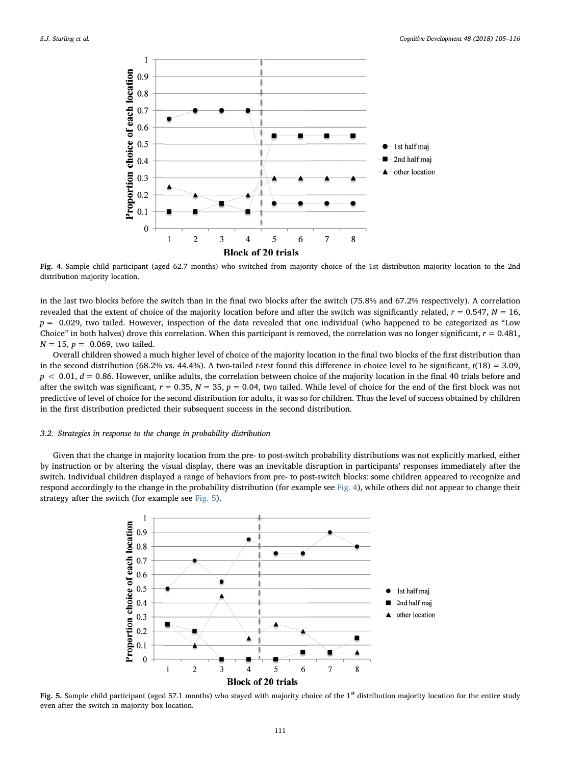Fig. 4. Sample child participant (aged 62.7 months) who switched from majority choice of the 1st distribution majority location to the 2nd distribution majority location.

in the last two blocks before the switch than in the final two blocks after the switch (75.8% and 67.2% respectively). A correlation revealed that the extent of choice of the majority location before and after the switch was significantly related, $r = 0.547$, $N = 16$, $p = 0.029$, two tailed. However, inspection of the data revealed that one individual (who happened to be categorized as "Low Choice" in both halves) drove this correlation. When this participant is removed, the correlation was no longer significant, $r = 0.481$, $N = 15$, $p = 0.069$, two tailed.

Overall children showed a much higher level of choice of the majority location in the final two blocks of the first distribution than in the second distribution (68.2% vs. 44.4%). A two-tailed *t*-test found this difference in choice level to be significant, $t(18) = 3.09$, $p < 0.01$, $d = 0.86$. However, unlike adults, the correlation between choice of the majority location in the final 40 trials before and after the switch was significant, $r = 0.35$, $N = 35$, $p = 0.04$, two tailed. While level of choice for the end of the first block was not predictive of level of choice for the second distribution for adults, it was so for children. Thus the level of success obtained by children in the first distribution predicted their subsequent success in the second distribution.

### 3.2. Strategies in response to the change in probability distribution

Given that the change in majority location from the pre- to post-switch probability distributions was not explicitly marked, either by instruction or by altering the visual display, there was an inevitable disruption in participants' responses immediately after the switch. Individual children displayed a range of behaviors from pre- to post-switch blocks: some children appeared to recognize and respond accordingly to the change in the probability distribution (for example see Fig. 4), while others did not appear to change their strategy after the switch (for example see Fig. 5).

Fig. 5. Sample child participant (aged 57.1 months) who stayed with majority choice of the 1st distribution majority location for the entire study even after the switch in majority box location.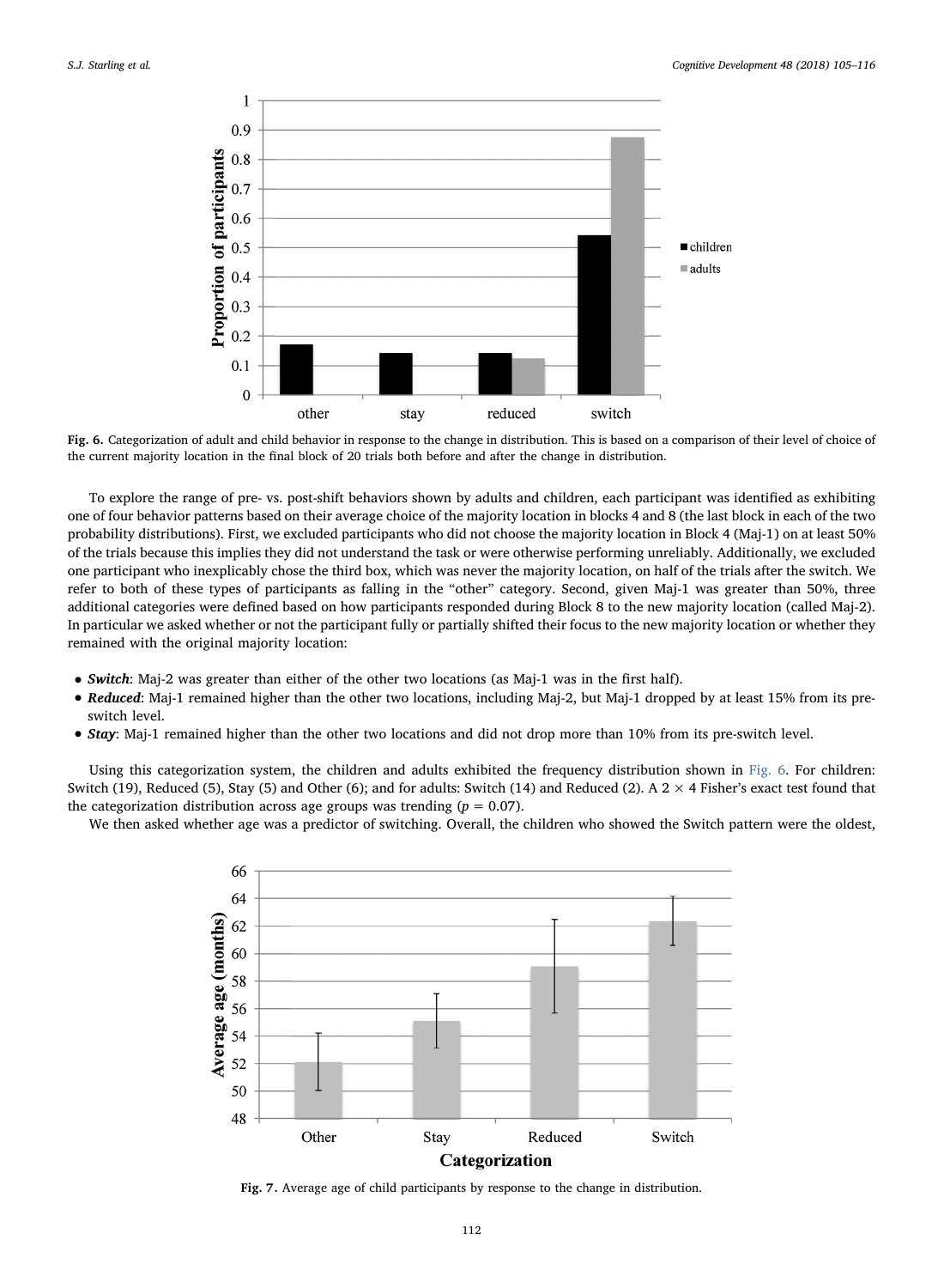Fig. 6. Categorization of adult and child behavior in response to the change in distribution. This is based on a comparison of their level of choice of the current majority location in the final block of 20 trials both before and after the change in distribution.

To explore the range of pre- vs. post-shift behaviors shown by adults and children, each participant was identified as exhibiting one of four behavior patterns based on their average choice of the majority location in blocks 4 and 8 (the last block in each of the two probability distributions). First, we excluded participants who did not choose the majority location in Block 4 (Maj-1) on at least 50% of the trials because this implies they did not understand the task or were otherwise performing unreliably. Additionally, we excluded one participant who inexplicably chose the third box, which was never the majority location, on half of the trials after the switch. We refer to both of these types of participants as falling in the "other" category. Second, given Maj-1 was greater than 50%, three additional categories were defined based on how participants responded during Block 8 to the new majority location (called Maj-2). In particular we asked whether or not the participant fully or partially shifted their focus to the new majority location or whether they remained with the original majority location:

- ***Switch***: Maj-2 was greater than either of the other two locations (as Maj-1 was in the first half).
- ***Reduced***: Maj-1 remained higher than the other two locations, including Maj-2, but Maj-1 dropped by at least 15% from its pre-switch level.
- ***Stay***: Maj-1 remained higher than the other two locations and did not drop more than 10% from its pre-switch level.

Using this categorization system, the children and adults exhibited the frequency distribution shown in Fig. 6. For children: Switch (19), Reduced (5), Stay (5) and Other (6); and for adults: Switch (14) and Reduced (2). A $2 \times 4$ Fisher's exact test found that the categorization distribution across age groups was trending ($p = 0.07$).

We then asked whether age was a predictor of switching. Overall, the children who showed the Switch pattern were the oldest,

Fig. 7. Average age of child participants by response to the change in distribution.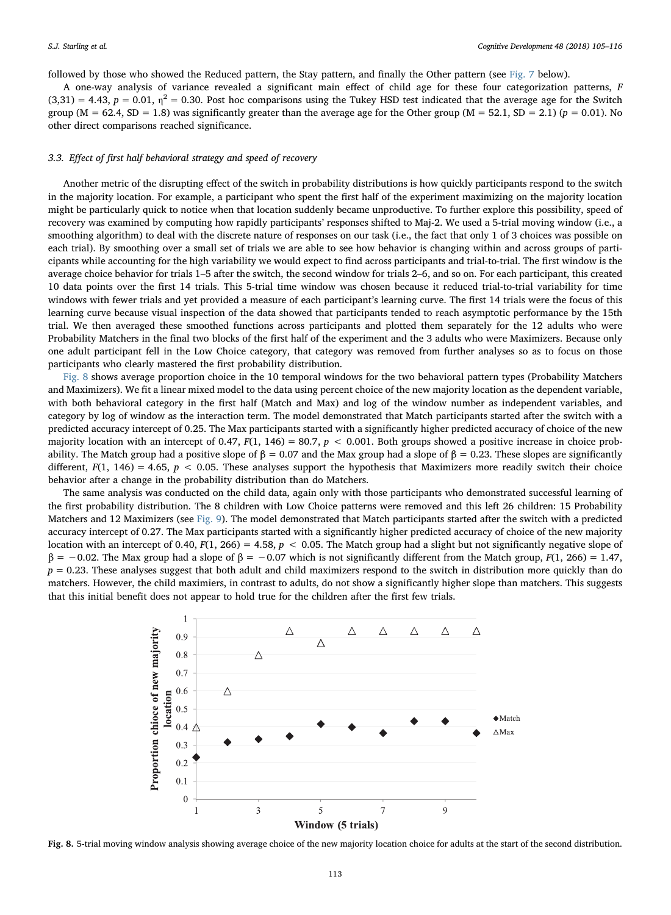followed by those who showed the Reduced pattern, the Stay pattern, and finally the Other pattern (see Fig. 7 below).

A one-way analysis of variance revealed a significant main effect of child age for these four categorization patterns, $F(3,31) = 4.43$, $p = 0.01$, $\eta^2 = 0.30$. Post hoc comparisons using the Tukey HSD test indicated that the average age for the Switch group (M = 62.4, SD = 1.8) was significantly greater than the average age for the Other group (M = 52.1, SD = 2.1) ($p = 0.01$). No other direct comparisons reached significance.

### 3.3. *Effect of first half behavioral strategy and speed of recovery*

Another metric of the disrupting effect of the switch in probability distributions is how quickly participants respond to the switch in the majority location. For example, a participant who spent the first half of the experiment maximizing on the majority location might be particularly quick to notice when that location suddenly became unproductive. To further explore this possibility, speed of recovery was examined by computing how rapidly participants' responses shifted to Maj-2. We used a 5-trial moving window (i.e., a smoothing algorithm) to deal with the discrete nature of responses on our task (i.e., the fact that only 1 of 3 choices was possible on each trial). By smoothing over a small set of trials we are able to see how behavior is changing within and across groups of participants while accounting for the high variability we would expect to find across participants and trial-to-trial. The first window is the average choice behavior for trials 1–5 after the switch, the second window for trials 2–6, and so on. For each participant, this created 10 data points over the first 14 trials. This 5-trial time window was chosen because it reduced trial-to-trial variability for time windows with fewer trials and yet provided a measure of each participant's learning curve. The first 14 trials were the focus of this learning curve because visual inspection of the data showed that participants tended to reach asymptotic performance by the 15th trial. We then averaged these smoothed functions across participants and plotted them separately for the 12 adults who were Probability Matchers in the final two blocks of the first half of the experiment and the 3 adults who were Maximizers. Because only one adult participant fell in the Low Choice category, that category was removed from further analyses so as to focus on those participants who clearly mastered the first probability distribution.

Fig. 8 shows average proportion choice in the 10 temporal windows for the two behavioral pattern types (Probability Matchers and Maximizers). We fit a linear mixed model to the data using percent choice of the new majority location as the dependent variable, with both behavioral category in the first half (Match and Max) and log of the window number as independent variables, and category by log of window as the interaction term. The model demonstrated that Match participants started after the switch with a predicted accuracy intercept of 0.25. The Max participants started with a significantly higher predicted accuracy of choice of the new majority location with an intercept of 0.47, $F(1, 146) = 80.7$, $p < 0.001$. Both groups showed a positive increase in choice probability. The Match group had a positive slope of $\beta = 0.07$ and the Max group had a slope of $\beta = 0.23$. These slopes are significantly different, $F(1, 146) = 4.65$, $p < 0.05$. These analyses support the hypothesis that Maximizers more readily switch their choice behavior after a change in the probability distribution than do Matchers.

The same analysis was conducted on the child data, again only with those participants who demonstrated successful learning of the first probability distribution. The 8 children with Low Choice patterns were removed and this left 26 children: 15 Probability Matchers and 12 Maximizers (see Fig. 9). The model demonstrated that Match participants started after the switch with a predicted accuracy intercept of 0.27. The Max participants started with a significantly higher predicted accuracy of choice of the new majority location with an intercept of 0.40, $F(1, 266) = 4.58$, $p < 0.05$. The Match group had a slight but not significantly negative slope of $\beta = -0.02$. The Max group had a slope of $\beta = -0.07$ which is not significantly different from the Match group, $F(1, 266) = 1.47$, $p = 0.23$. These analyses suggest that both adult and child maximizers respond to the switch in distribution more quickly than do matchers. However, the child maximiers, in contrast to adults, do not show a significantly higher slope than matchers. This suggests that this initial benefit does not appear to hold true for the children after the first few trials.

Fig. 8. 5-trial moving window analysis showing average choice of the new majority location choice for adults at the start of the second distribution.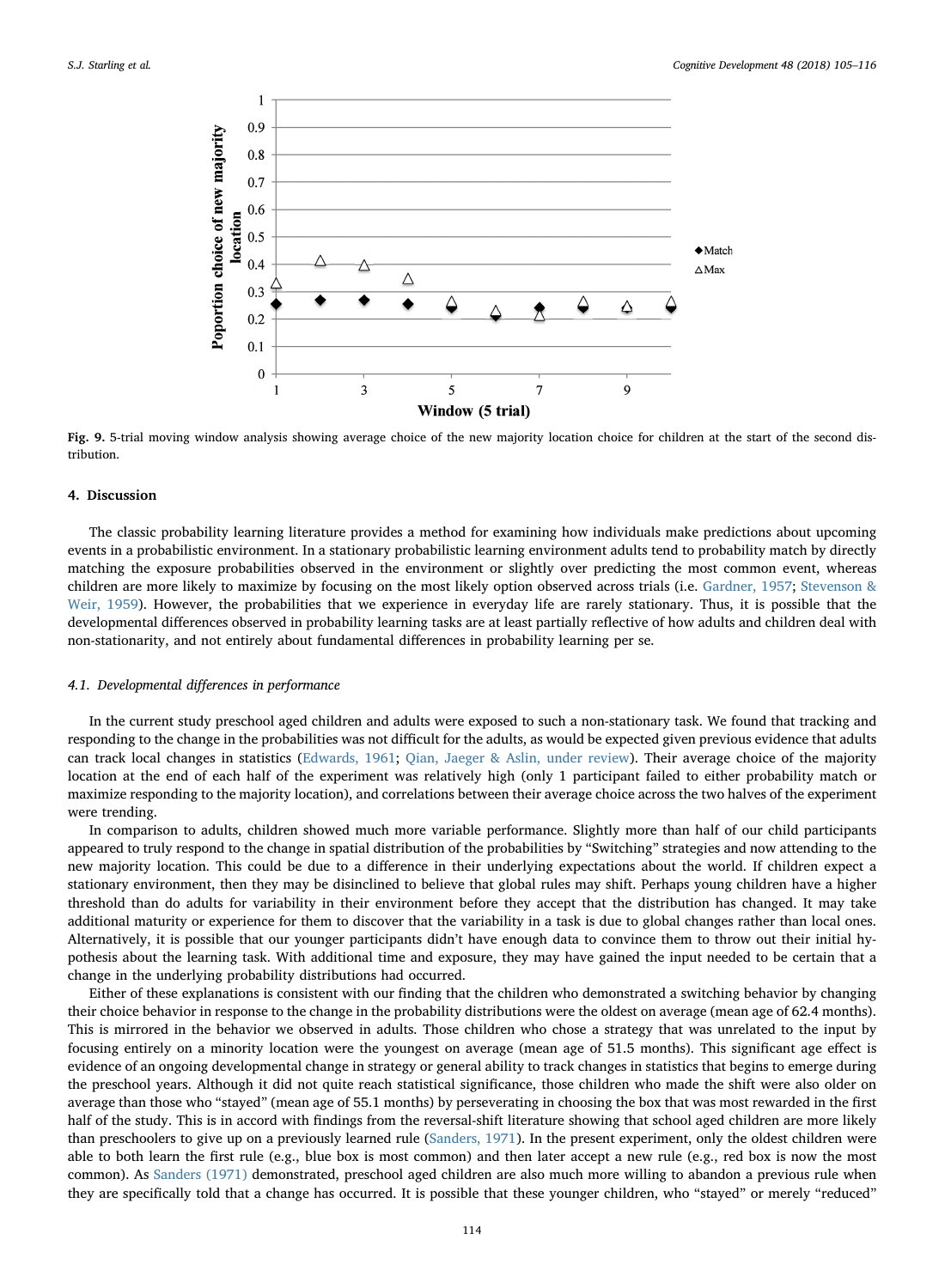Poportion choice of new majority location

1
0.9
0.8
0.7
0.6
0.5
0.4
0.3
0.2
0.1
0

1
3
5
7
9

Window (5 trial)

◆Match
△Max

**Fig. 9.** 5-trial moving window analysis showing average choice of the new majority location choice for children at the start of the second distribution.

## 4. Discussion

The classic probability learning literature provides a method for examining how individuals make predictions about upcoming events in a probabilistic environment. In a stationary probabilistic learning environment adults tend to probability match by directly matching the exposure probabilities observed in the environment or slightly over predicting the most common event, whereas children are more likely to maximize by focusing on the most likely option observed across trials (i.e. Gardner, 1957; Stevenson & Weir, 1959). However, the probabilities that we experience in everyday life are rarely stationary. Thus, it is possible that the developmental differences observed in probability learning tasks are at least partially reflective of how adults and children deal with non-stationarity, and not entirely about fundamental differences in probability learning per se.

### 4.1. Developmental differences in performance

In the current study preschool aged children and adults were exposed to such a non-stationary task. We found that tracking and responding to the change in the probabilities was not difficult for the adults, as would be expected given previous evidence that adults can track local changes in statistics (Edwards, 1961; Qian, Jaeger & Aslin, under review). Their average choice of the majority location at the end of each half of the experiment was relatively high (only 1 participant failed to either probability match or maximize responding to the majority location), and correlations between their average choice across the two halves of the experiment were trending.

In comparison to adults, children showed much more variable performance. Slightly more than half of our child participants appeared to truly respond to the change in spatial distribution of the probabilities by "Switching" strategies and now attending to the new majority location. This could be due to a difference in their underlying expectations about the world. If children expect a stationary environment, then they may be disinclined to believe that global rules may shift. Perhaps young children have a higher threshold than do adults for variability in their environment before they accept that the distribution has changed. It may take additional maturity or experience for them to discover that the variability in a task is due to global changes rather than local ones. Alternatively, it is possible that our younger participants didn't have enough data to convince them to throw out their initial hypothesis about the learning task. With additional time and exposure, they may have gained the input needed to be certain that a change in the underlying probability distributions had occurred.

Either of these explanations is consistent with our finding that the children who demonstrated a switching behavior by changing their choice behavior in response to the change in the probability distributions were the oldest on average (mean age of 62.4 months). This is mirrored in the behavior we observed in adults. Those children who chose a strategy that was unrelated to the input by focusing entirely on a minority location were the youngest on average (mean age of 51.5 months). This significant age effect is evidence of an ongoing developmental change in strategy or general ability to track changes in statistics that begins to emerge during the preschool years. Although it did not quite reach statistical significance, those children who made the shift were also older on average than those who "stayed" (mean age of 55.1 months) by perseverating in choosing the box that was most rewarded in the first half of the study. This is in accord with findings from the reversal-shift literature showing that school aged children are more likely than preschoolers to give up on a previously learned rule (Sanders, 1971). In the present experiment, only the oldest children were able to both learn the first rule (e.g., blue box is most common) and then later accept a new rule (e.g., red box is now the most common). As Sanders (1971) demonstrated, preschool aged children are also much more willing to abandon a previous rule when they are specifically told that a change has occurred. It is possible that these younger children, who "stayed" or merely "reduced"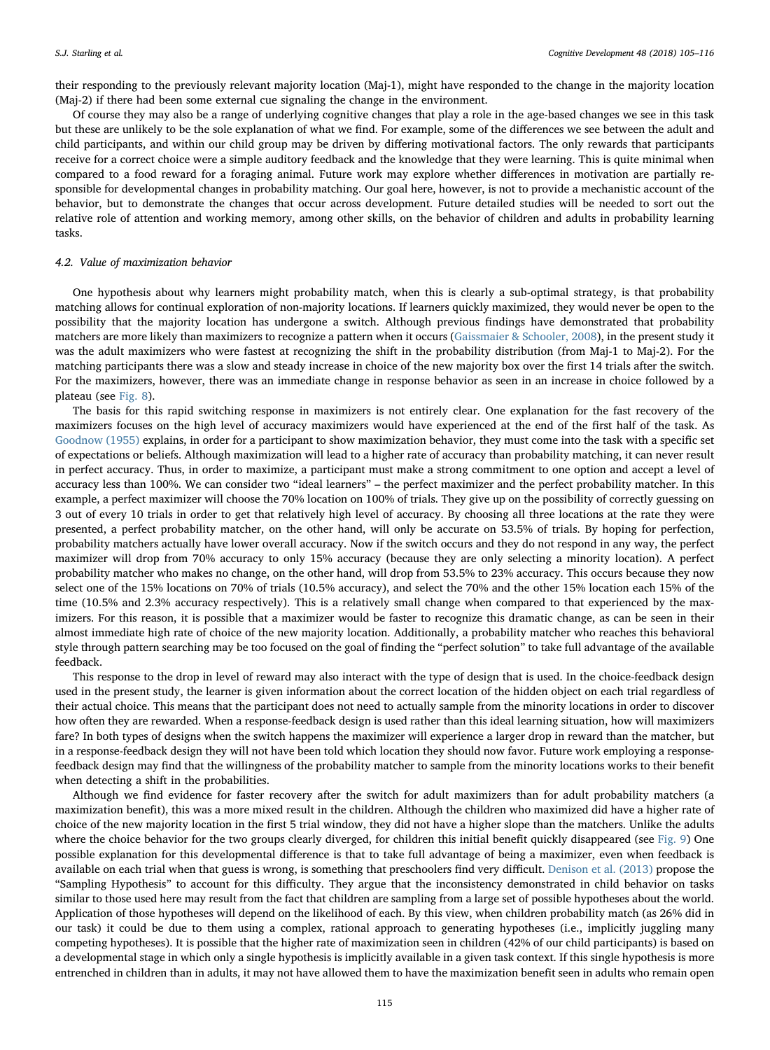their responding to the previously relevant majority location (Maj-1), might have responded to the change in the majority location (Maj-2) if there had been some external cue signaling the change in the environment.

Of course they may also be a range of underlying cognitive changes that play a role in the age-based changes we see in this task but these are unlikely to be the sole explanation of what we find. For example, some of the differences we see between the adult and child participants, and within our child group may be driven by differing motivational factors. The only rewards that participants receive for a correct choice were a simple auditory feedback and the knowledge that they were learning. This is quite minimal when compared to a food reward for a foraging animal. Future work may explore whether differences in motivation are partially responsible for developmental changes in probability matching. Our goal here, however, is not to provide a mechanistic account of the behavior, but to demonstrate the changes that occur across development. Future detailed studies will be needed to sort out the relative role of attention and working memory, among other skills, on the behavior of children and adults in probability learning tasks.

### 4.2. Value of maximization behavior

One hypothesis about why learners might probability match, when this is clearly a sub-optimal strategy, is that probability matching allows for continual exploration of non-majority locations. If learners quickly maximized, they would never be open to the possibility that the majority location has undergone a switch. Although previous findings have demonstrated that probability matchers are more likely than maximizers to recognize a pattern when it occurs (Gaissmaier & Schooler, 2008), in the present study it was the adult maximizers who were fastest at recognizing the shift in the probability distribution (from Maj-1 to Maj-2). For the matching participants there was a slow and steady increase in choice of the new majority box over the first 14 trials after the switch. For the maximizers, however, there was an immediate change in response behavior as seen in an increase in choice followed by a plateau (see Fig. 8).

The basis for this rapid switching response in maximizers is not entirely clear. One explanation for the fast recovery of the maximizers focuses on the high level of accuracy maximizers would have experienced at the end of the first half of the task. As Goodnow (1955) explains, in order for a participant to show maximization behavior, they must come into the task with a specific set of expectations or beliefs. Although maximization will lead to a higher rate of accuracy than probability matching, it can never result in perfect accuracy. Thus, in order to maximize, a participant must make a strong commitment to one option and accept a level of accuracy less than 100%. We can consider two "ideal learners" – the perfect maximizer and the perfect probability matcher. In this example, a perfect maximizer will choose the 70% location on 100% of trials. They give up on the possibility of correctly guessing on 3 out of every 10 trials in order to get that relatively high level of accuracy. By choosing all three locations at the rate they were presented, a perfect probability matcher, on the other hand, will only be accurate on 53.5% of trials. By hoping for perfection, probability matchers actually have lower overall accuracy. Now if the switch occurs and they do not respond in any way, the perfect maximizer will drop from 70% accuracy to only 15% accuracy (because they are only selecting a minority location). A perfect probability matcher who makes no change, on the other hand, will drop from 53.5% to 23% accuracy. This occurs because they now select one of the 15% locations on 70% of trials (10.5% accuracy), and select the 70% and the other 15% location each 15% of the time (10.5% and 2.3% accuracy respectively). This is a relatively small change when compared to that experienced by the maximizers. For this reason, it is possible that a maximizer would be faster to recognize this dramatic change, as can be seen in their almost immediate high rate of choice of the new majority location. Additionally, a probability matcher who reaches this behavioral style through pattern searching may be too focused on the goal of finding the "perfect solution" to take full advantage of the available feedback.

This response to the drop in level of reward may also interact with the type of design that is used. In the choice-feedback design used in the present study, the learner is given information about the correct location of the hidden object on each trial regardless of their actual choice. This means that the participant does not need to actually sample from the minority locations in order to discover how often they are rewarded. When a response-feedback design is used rather than this ideal learning situation, how will maximizers fare? In both types of designs when the switch happens the maximizer will experience a larger drop in reward than the matcher, but in a response-feedback design they will not have been told which location they should now favor. Future work employing a response-feedback design may find that the willingness of the probability matcher to sample from the minority locations works to their benefit when detecting a shift in the probabilities.

Although we find evidence for faster recovery after the switch for adult maximizers than for adult probability matchers (a maximization benefit), this was a more mixed result in the children. Although the children who maximized did have a higher rate of choice of the new majority location in the first 5 trial window, they did not have a higher slope than the matchers. Unlike the adults where the choice behavior for the two groups clearly diverged, for children this initial benefit quickly disappeared (see Fig. 9) One possible explanation for this developmental difference is that to take full advantage of being a maximizer, even when feedback is available on each trial when that guess is wrong, is something that preschoolers find very difficult. Denison et al. (2013) propose the "Sampling Hypothesis" to account for this difficulty. They argue that the inconsistency demonstrated in child behavior on tasks similar to those used here may result from the fact that children are sampling from a large set of possible hypotheses about the world. Application of those hypotheses will depend on the likelihood of each. By this view, when children probability match (as 26% did in our task) it could be due to them using a complex, rational approach to generating hypotheses (i.e., implicitly juggling many competing hypotheses). It is possible that the higher rate of maximization seen in children (42% of our child participants) is based on a developmental stage in which only a single hypothesis is implicitly available in a given task context. If this single hypothesis is more entrenched in children than in adults, it may not have allowed them to have the maximization benefit seen in adults who remain open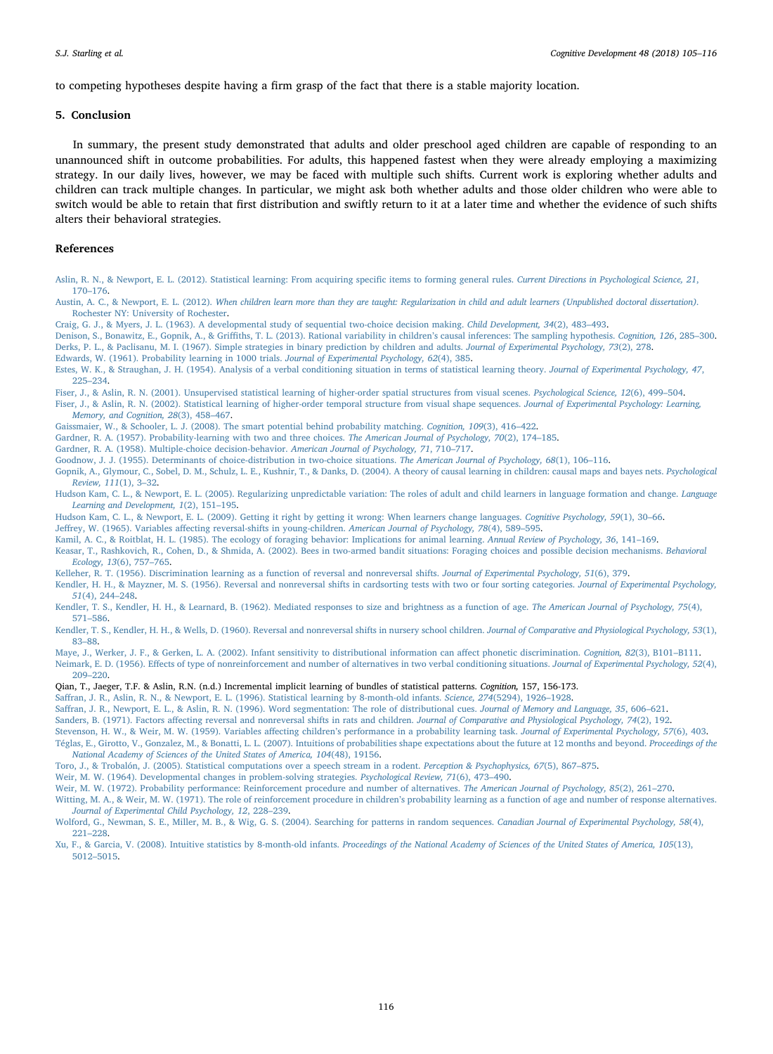to competing hypotheses despite having a firm grasp of the fact that there is a stable majority location.

## 5. Conclusion

In summary, the present study demonstrated that adults and older preschool aged children are capable of responding to an unannounced shift in outcome probabilities. For adults, this happened fastest when they were already employing a maximizing strategy. In our daily lives, however, we may be faced with multiple such shifts. Current work is exploring whether adults and children can track multiple changes. In particular, we might ask both whether adults and those older children who were able to switch would be able to retain that first distribution and swiftly return to it at a later time and whether the evidence of such shifts alters their behavioral strategies.

## References

Aslin, R. N., & Newport, E. L. (2012). Statistical learning: From acquiring specific items to forming general rules. *Current Directions in Psychological Science, 21*, 170–176.

Austin, A. C., & Newport, E. L. (2012). *When children learn more than they are taught: Regularization in child and adult learners (Unpublished doctoral dissertation)*. Rochester NY: University of Rochester.

Craig, G. J., & Myers, J. L. (1963). A developmental study of sequential two-choice decision making. *Child Development, 34*(2), 483–493.

Denison, S., Bonawitz, E., Gopnik, A., & Griffiths, T. L. (2013). Rational variability in children's causal inferences: The sampling hypothesis. *Cognition, 126*, 285–300.

Derks, P. L., & Paclisanu, M. I. (1967). Simple strategies in binary prediction by children and adults. *Journal of Experimental Psychology, 73*(2), 278.

Edwards, W. (1961). Probability learning in 1000 trials. *Journal of Experimental Psychology, 62*(4), 385.

Estes, W. K., & Straughan, J. H. (1954). Analysis of a verbal conditioning situation in terms of statistical learning theory. *Journal of Experimental Psychology, 47*, 225–234.

Fiser, J., & Aslin, R. N. (2001). Unsupervised statistical learning of higher-order spatial structures from visual scenes. *Psychological Science, 12*(6), 499–504.

Fiser, J., & Aslin, R. N. (2002). Statistical learning of higher-order temporal structure from visual shape sequences. *Journal of Experimental Psychology: Learning, Memory, and Cognition, 28*(3), 458–467.

Gaissmaier, W., & Schooler, L. J. (2008). The smart potential behind probability matching. *Cognition, 109*(3), 416–422.

Gardner, R. A. (1957). Probability-learning with two and three choices. *The American Journal of Psychology, 70*(2), 174–185.

Gardner, R. A. (1958). Multiple-choice decision-behavior. *American Journal of Psychology, 71*, 710–717.

Goodnow, J. J. (1955). Determinants of choice-distribution in two-choice situations. *The American Journal of Psychology, 68*(1), 106–116.

Gopnik, A., Glymour, C., Sobel, D. M., Schulz, L. E., Kushnir, T., & Danks, D. (2004). A theory of causal learning in children: causal maps and bayes nets. *Psychological Review, 111*(1), 3–32.

Hudson Kam, C. L., & Newport, E. L. (2005). Regularizing unpredictable variation: The roles of adult and child learners in language formation and change. *Language Learning and Development, 1*(2), 151–195.

Hudson Kam, C. L., & Newport, E. L. (2009). Getting it right by getting it wrong: When learners change languages. *Cognitive Psychology, 59*(1), 30–66.

Jeffrey, W. (1965). Variables affecting reversal-shifts in young-children. *American Journal of Psychology, 78*(4), 589–595.

Kamil, A. C., & Roitblat, H. L. (1985). The ecology of foraging behavior: Implications for animal learning. *Annual Review of Psychology, 36*, 141–169.

Keasar, T., Rashkovich, R., Cohen, D., & Shmida, A. (2002). Bees in two-armed bandit situations: Foraging choices and possible decision mechanisms. *Behavioral Ecology, 13*(6), 757–765.

Kelleher, R. T. (1956). Discrimination learning as a function of reversal and nonreversal shifts. *Journal of Experimental Psychology, 51*(6), 379.

Kendler, H. H., & Mayzner, M. S. (1956). Reversal and nonreversal shifts in cardsorting tests with two or four sorting categories. *Journal of Experimental Psychology, 51*(4), 244–248.

Kendler, T. S., Kendler, H. H., & Learnard, B. (1962). Mediated responses to size and brightness as a function of age. *The American Journal of Psychology, 75*(4), 571–586.

Kendler, T. S., Kendler, H. H., & Wells, D. (1960). Reversal and nonreversal shifts in nursery school children. *Journal of Comparative and Physiological Psychology, 53*(1), 83–88.

Maye, J., Werker, J. F., & Gerken, L. A. (2002). Infant sensitivity to distributional information can affect phonetic discrimination. *Cognition, 82*(3), B101–B111.

Neimark, E. D. (1956). Effects of type of nonreinforcement and number of alternatives in two verbal conditioning situations. *Journal of Experimental Psychology, 52*(4), 209–220.

Qian, T., Jaeger, T.F. & Aslin, R.N. (n.d.) Incremental implicit learning of bundles of statistical patterns. *Cognition*, 157, 156-173.

Saffran, J. R., Aslin, R. N., & Newport, E. L. (1996). Statistical learning by 8-month-old infants. *Science, 274*(5294), 1926–1928.

Saffran, J. R., Newport, E. L., & Aslin, R. N. (1996). Word segmentation: The role of distributional cues. *Journal of Memory and Language, 35*, 606–621.

Sanders, B. (1971). Factors affecting reversal and nonreversal shifts in rats and children. *Journal of Comparative and Physiological Psychology, 74*(2), 192.

Stevenson, H. W., & Weir, M. W. (1959). Variables affecting children's performance in a probability learning task. *Journal of Experimental Psychology, 57*(6), 403.

Téglas, E., Girotto, V., Gonzalez, M., & Bonatti, L. L. (2007). Intuitions of probabilities shape expectations about the future at 12 months and beyond. *Proceedings of the National Academy of Sciences of the United States of America, 104*(48), 19156.

Toro, J., & Trobalón, J. (2005). Statistical computations over a speech stream in a rodent. *Perception & Psychophysics, 67*(5), 867–875.

Weir, M. W. (1964). Developmental changes in problem-solving strategies. *Psychological Review, 71*(6), 473–490.

Weir, M. W. (1972). Probability performance: Reinforcement procedure and number of alternatives. *The American Journal of Psychology, 85*(2), 261–270.

Witting, M. A., & Weir, M. W. (1971). The role of reinforcement procedure in children's probability learning as a function of age and number of response alternatives. *Journal of Experimental Child Psychology, 12*, 228–239.

Wolford, G., Newman, S. E., Miller, M. B., & Wig, G. S. (2004). Searching for patterns in random sequences. *Canadian Journal of Experimental Psychology, 58*(4), 221–228.

Xu, F., & Garcia, V. (2008). Intuitive statistics by 8-month-old infants. *Proceedings of the National Academy of Sciences of the United States of America, 105*(13), 5012–5015.